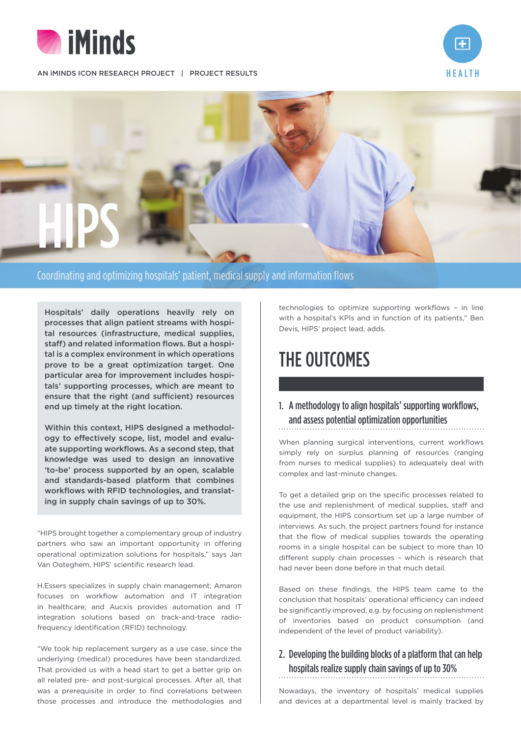AN iMINDS ICON RESEARCH PROJECT | PROJECT RESULTS

HEALTH

# HIPS

## Coordinating and optimizing hospitals' patient, medical supply and information flows

**Hospitals' daily operations heavily rely on processes that align patient streams with hospital resources (infrastructure, medical supplies, staff) and related information flows. But a hospital is a complex environment in which operations prove to be a great optimization target. One particular area for improvement includes hospitals' supporting processes, which are meant to ensure that the right (and sufficient) resources end up timely at the right location.**

**Within this context, HIPS designed a methodology to effectively scope, list, model and evaluate supporting workflows. As a second step, that knowledge was used to design an innovative 'to-be' process supported by an open, scalable and standards-based platform that combines workflows with RFID technologies, and translating in supply chain savings of up to 30%.**

"HIPS brought together a complementary group of industry partners who saw an important opportunity in offering operational optimization solutions for hospitals," says Jan Van Ooteghem, HIPS' scientific research lead.

H.Essers specializes in supply chain management; Amaron focuses on workflow automation and IT integration in healthcare; and Aucxis provides automation and IT integration solutions based on track-and-trace radio-frequency identification (RFID) technology.

"We took hip replacement surgery as a use case, since the underlying (medical) procedures have been standardized. That provided us with a head start to get a better grip on all related pre- and post-surgical processes. After all, that was a prerequisite in order to find correlations between those processes and introduce the methodologies and technologies to optimize supporting workflows – in line with a hospital's KPIs and in function of its patients," Ben Devis, HIPS' project lead, adds.

## THE OUTCOMES

### 1. A methodology to align hospitals' supporting workflows, and assess potential optimization opportunities

When planning surgical interventions, current workflows simply rely on surplus planning of resources (ranging from nurses to medical supplies) to adequately deal with complex and last-minute changes.

To get a detailed grip on the specific processes related to the use and replenishment of medical supplies, staff and equipment, the HIPS consortium set up a large number of interviews. As such, the project partners found for instance that the flow of medical supplies towards the operating rooms in a single hospital can be subject to more than 10 different supply chain processes – which is research that had never been done before in that much detail.

Based on these findings, the HIPS team came to the conclusion that hospitals' operational efficiency can indeed be significantly improved, e.g. by focusing on replenishment of inventories based on product consumption (and independent of the level of product variability).

### 2. Developing the building blocks of a platform that can help hospitals realize supply chain savings of up to 30%

Nowadays, the inventory of hospitals' medical supplies and devices at a departmental level is mainly tracked by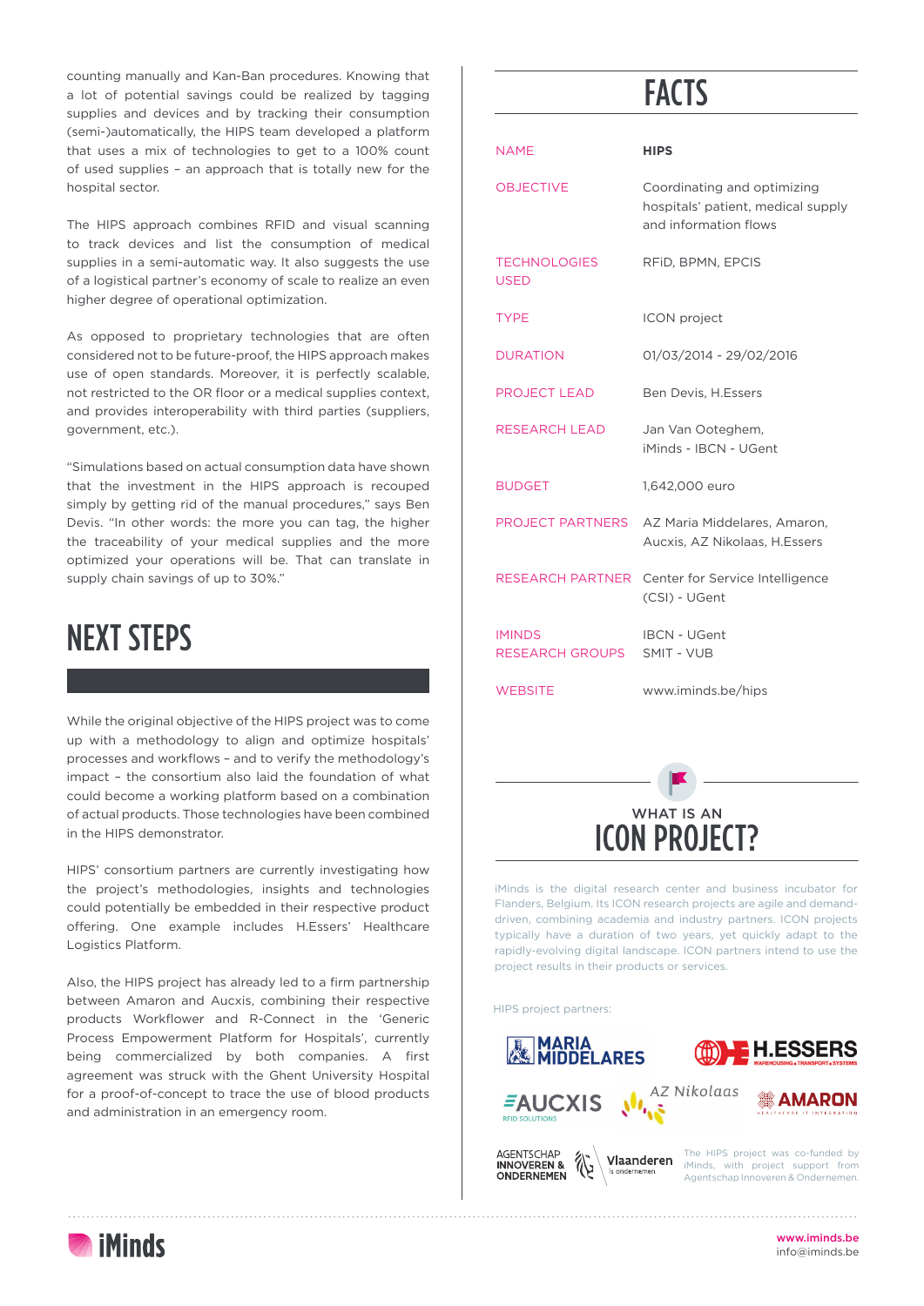counting manually and Kan-Ban procedures. Knowing that a lot of potential savings could be realized by tagging supplies and devices and by tracking their consumption (semi-)automatically, the HIPS team developed a platform that uses a mix of technologies to get to a 100% count of used supplies – an approach that is totally new for the hospital sector.

The HIPS approach combines RFID and visual scanning to track devices and list the consumption of medical supplies in a semi-automatic way. It also suggests the use of a logistical partner's economy of scale to realize an even higher degree of operational optimization.

As opposed to proprietary technologies that are often considered not to be future-proof, the HIPS approach makes use of open standards. Moreover, it is perfectly scalable, not restricted to the OR floor or a medical supplies context, and provides interoperability with third parties (suppliers, government, etc.).

"Simulations based on actual consumption data have shown that the investment in the HIPS approach is recouped simply by getting rid of the manual procedures," says Ben Devis. "In other words: the more you can tag, the higher the traceability of your medical supplies and the more optimized your operations will be. That can translate in supply chain savings of up to 30%."

## NEXT STEPS

While the original objective of the HIPS project was to come up with a methodology to align and optimize hospitals' processes and workflows – and to verify the methodology's impact – the consortium also laid the foundation of what could become a working platform based on a combination of actual products. Those technologies have been combined in the HIPS demonstrator.

HIPS' consortium partners are currently investigating how the project's methodologies, insights and technologies could potentially be embedded in their respective product offering. One example includes H.Essers' Healthcare Logistics Platform.

Also, the HIPS project has already led to a firm partnership between Amaron and Aucxis, combining their respective products Workflower and R-Connect in the 'Generic Process Empowerment Platform for Hospitals', currently being commercialized by both companies. A first agreement was struck with the Ghent University Hospital for a proof-of-concept to trace the use of blood products and administration in an emergency room.

## FACTS

| | |
|---|---|
| NAME | **HIPS** |
| OBJECTIVE | Coordinating and optimizing hospitals' patient, medical supply and information flows |
| TECHNOLOGIES USED | RFiD, BPMN, EPCIS |
| TYPE | ICON project |
| DURATION | 01/03/2014 - 29/02/2016 |
| PROJECT LEAD | Ben Devis, H.Essers |
| RESEARCH LEAD | Jan Van Ooteghem, iMinds - IBCN - UGent |
| BUDGET | 1,642,000 euro |
| PROJECT PARTNERS | AZ Maria Middelares, Amaron, Aucxis, AZ Nikolaas, H.Essers |
| RESEARCH PARTNER | Center for Service Intelligence (CSI) - UGent |
| IMINDS RESEARCH GROUPS | IBCN - UGent<br>SMIT - VUB |
| WEBSITE | www.iminds.be/hips |

### WHAT IS AN ICON PROJECT?

iMinds is the digital research center and business incubator for Flanders, Belgium. Its ICON research projects are agile and demand-driven, combining academia and industry partners. ICON projects typically have a duration of two years, yet quickly adapt to the rapidly-evolving digital landscape. ICON partners intend to use the project results in their products or services.

HIPS project partners:

MARIA MIDDELARES
H.ESSERS
AUCXIS
AZ Nikolaas
AMARON

AGENTSCHAP INNOVEREN & ONDERNEMEN
Vlaanderen is ondernemen

The HIPS project was co-funded by iMinds, with project support from Agentschap Innoveren & Ondernemen.

iMinds
www.iminds.be
info@iminds.be